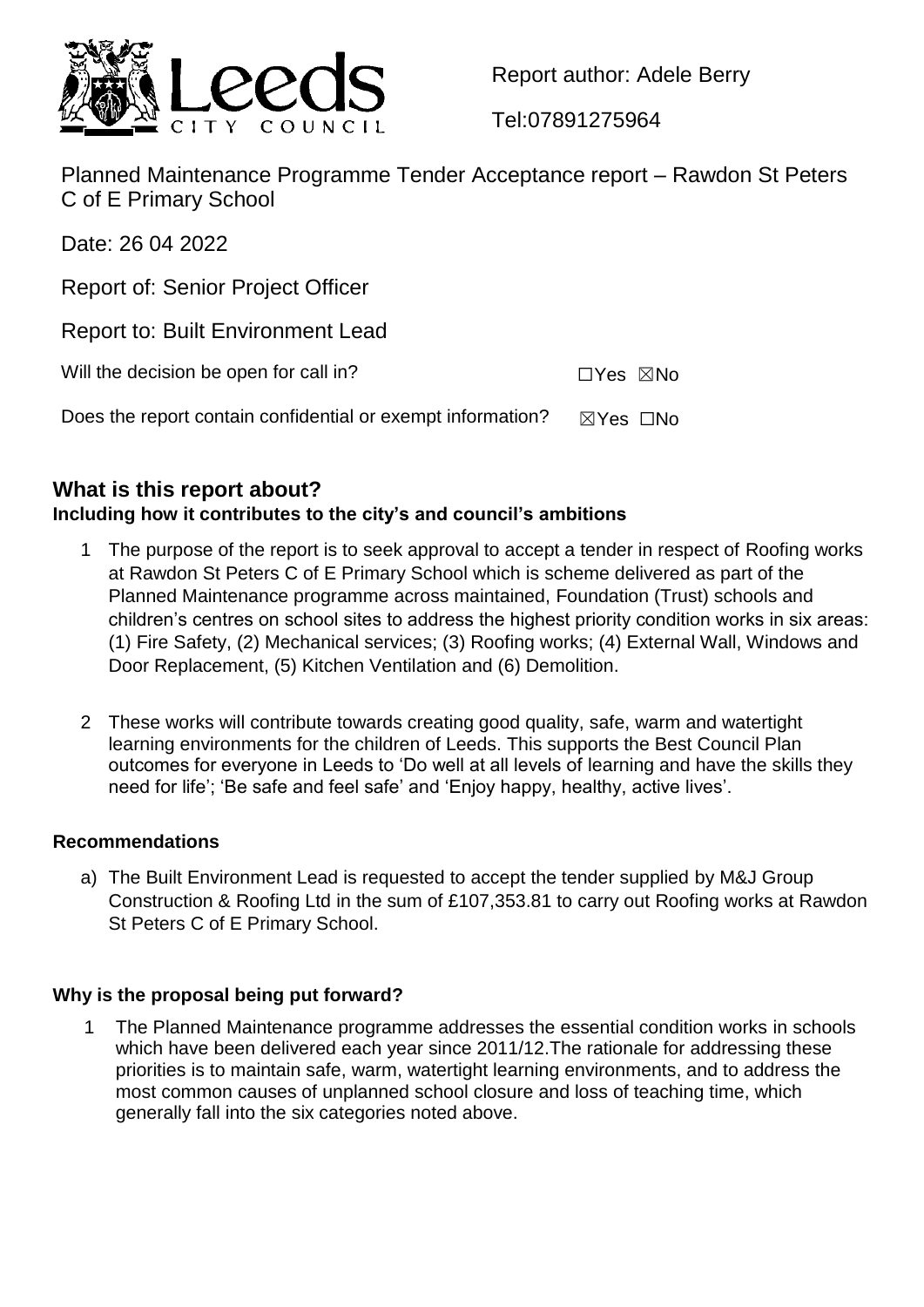Report author: Adele Berry

Tel:07891275964

# Planned Maintenance Programme Tender Acceptance report – Rawdon St Peters C of E Primary School

Date: 26 04 2022

Report of: Senior Project Officer

Report to: Built Environment Lead

Will the decision be open for call in? ☐Yes ☒No

Does the report contain confidential or exempt information? ☒Yes ☐No

## What is this report about?

### Including how it contributes to the city's and council's ambitions

1 The purpose of the report is to seek approval to accept a tender in respect of Roofing works at Rawdon St Peters C of E Primary School which is scheme delivered as part of the Planned Maintenance programme across maintained, Foundation (Trust) schools and children's centres on school sites to address the highest priority condition works in six areas: (1) Fire Safety, (2) Mechanical services; (3) Roofing works; (4) External Wall, Windows and Door Replacement, (5) Kitchen Ventilation and (6) Demolition.

2 These works will contribute towards creating good quality, safe, warm and watertight learning environments for the children of Leeds. This supports the Best Council Plan outcomes for everyone in Leeds to 'Do well at all levels of learning and have the skills they need for life'; 'Be safe and feel safe' and 'Enjoy happy, healthy, active lives'.

### Recommendations

a) The Built Environment Lead is requested to accept the tender supplied by M&J Group Construction & Roofing Ltd in the sum of £107,353.81 to carry out Roofing works at Rawdon St Peters C of E Primary School.

### Why is the proposal being put forward?

1 The Planned Maintenance programme addresses the essential condition works in schools which have been delivered each year since 2011/12.The rationale for addressing these priorities is to maintain safe, warm, watertight learning environments, and to address the most common causes of unplanned school closure and loss of teaching time, which generally fall into the six categories noted above.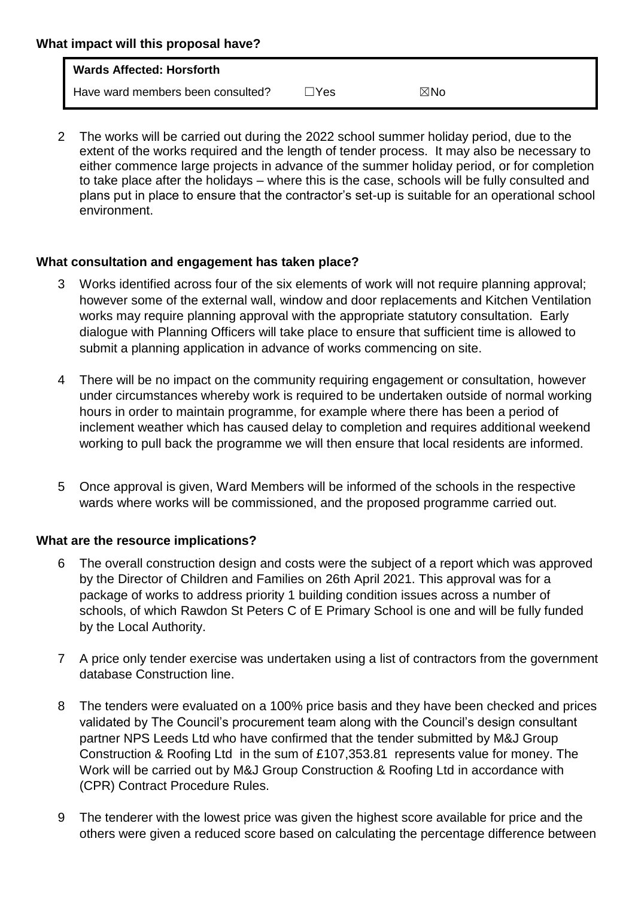**What impact will this proposal have?**

| Wards Affected: Horsforth | | |
|---|---|---|
| Have ward members been consulted? | ☐Yes | ☒No |

2 The works will be carried out during the 2022 school summer holiday period, due to the extent of the works required and the length of tender process. It may also be necessary to either commence large projects in advance of the summer holiday period, or for completion to take place after the holidays – where this is the case, schools will be fully consulted and plans put in place to ensure that the contractor's set-up is suitable for an operational school environment.

**What consultation and engagement has taken place?**

3 Works identified across four of the six elements of work will not require planning approval; however some of the external wall, window and door replacements and Kitchen Ventilation works may require planning approval with the appropriate statutory consultation. Early dialogue with Planning Officers will take place to ensure that sufficient time is allowed to submit a planning application in advance of works commencing on site.

4 There will be no impact on the community requiring engagement or consultation, however under circumstances whereby work is required to be undertaken outside of normal working hours in order to maintain programme, for example where there has been a period of inclement weather which has caused delay to completion and requires additional weekend working to pull back the programme we will then ensure that local residents are informed.

5 Once approval is given, Ward Members will be informed of the schools in the respective wards where works will be commissioned, and the proposed programme carried out.

**What are the resource implications?**

6 The overall construction design and costs were the subject of a report which was approved by the Director of Children and Families on 26th April 2021. This approval was for a package of works to address priority 1 building condition issues across a number of schools, of which Rawdon St Peters C of E Primary School is one and will be fully funded by the Local Authority.

7 A price only tender exercise was undertaken using a list of contractors from the government database Construction line.

8 The tenders were evaluated on a 100% price basis and they have been checked and prices validated by The Council's procurement team along with the Council's design consultant partner NPS Leeds Ltd who have confirmed that the tender submitted by M&J Group Construction & Roofing Ltd in the sum of £107,353.81 represents value for money. The Work will be carried out by M&J Group Construction & Roofing Ltd in accordance with (CPR) Contract Procedure Rules.

9 The tenderer with the lowest price was given the highest score available for price and the others were given a reduced score based on calculating the percentage difference between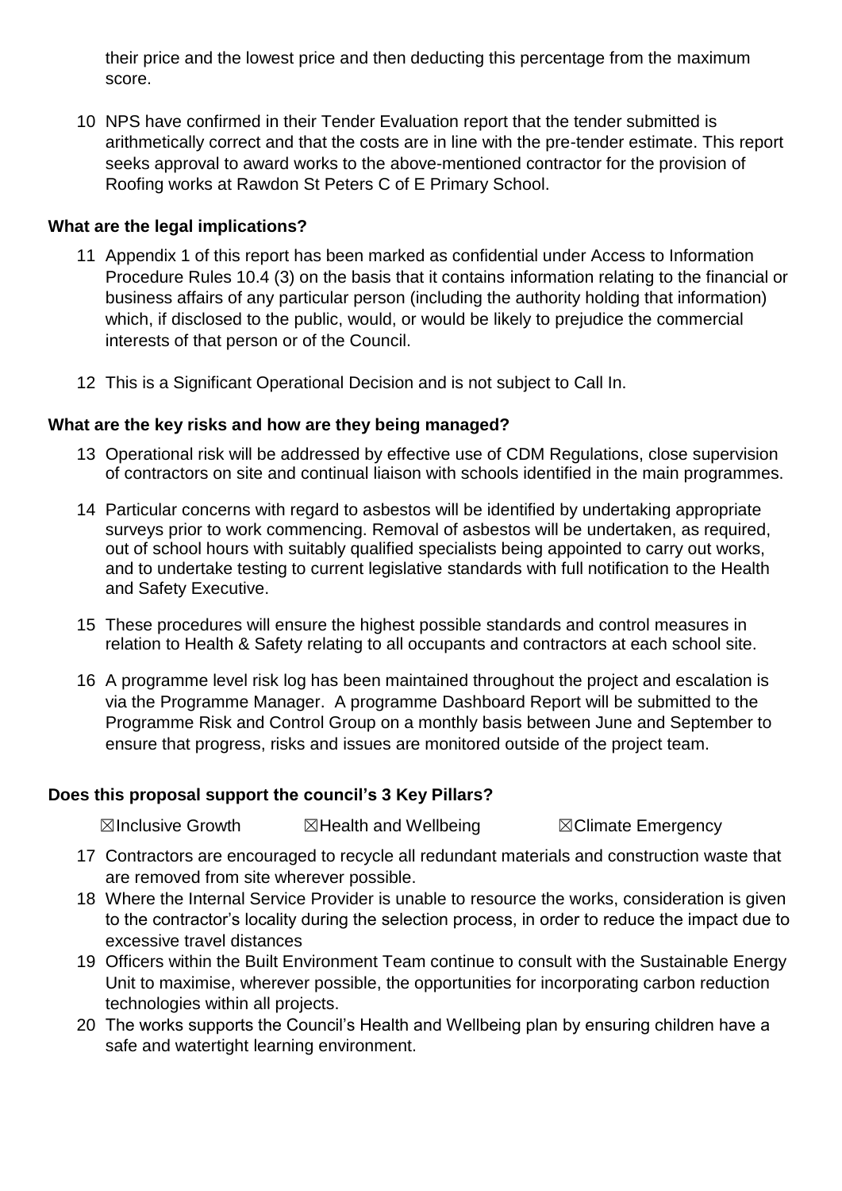their price and the lowest price and then deducting this percentage from the maximum score.

10 NPS have confirmed in their Tender Evaluation report that the tender submitted is arithmetically correct and that the costs are in line with the pre-tender estimate. This report seeks approval to award works to the above-mentioned contractor for the provision of Roofing works at Rawdon St Peters C of E Primary School.

**What are the legal implications?**

11 Appendix 1 of this report has been marked as confidential under Access to Information Procedure Rules 10.4 (3) on the basis that it contains information relating to the financial or business affairs of any particular person (including the authority holding that information) which, if disclosed to the public, would, or would be likely to prejudice the commercial interests of that person or of the Council.

12 This is a Significant Operational Decision and is not subject to Call In.

**What are the key risks and how are they being managed?**

13 Operational risk will be addressed by effective use of CDM Regulations, close supervision of contractors on site and continual liaison with schools identified in the main programmes.

14 Particular concerns with regard to asbestos will be identified by undertaking appropriate surveys prior to work commencing. Removal of asbestos will be undertaken, as required, out of school hours with suitably qualified specialists being appointed to carry out works, and to undertake testing to current legislative standards with full notification to the Health and Safety Executive.

15 These procedures will ensure the highest possible standards and control measures in relation to Health & Safety relating to all occupants and contractors at each school site.

16 A programme level risk log has been maintained throughout the project and escalation is via the Programme Manager. A programme Dashboard Report will be submitted to the Programme Risk and Control Group on a monthly basis between June and September to ensure that progress, risks and issues are monitored outside of the project team.

**Does this proposal support the council's 3 Key Pillars?**

☒Inclusive Growth ☒Health and Wellbeing ☒Climate Emergency

17 Contractors are encouraged to recycle all redundant materials and construction waste that are removed from site wherever possible.

18 Where the Internal Service Provider is unable to resource the works, consideration is given to the contractor's locality during the selection process, in order to reduce the impact due to excessive travel distances

19 Officers within the Built Environment Team continue to consult with the Sustainable Energy Unit to maximise, wherever possible, the opportunities for incorporating carbon reduction technologies within all projects.

20 The works supports the Council's Health and Wellbeing plan by ensuring children have a safe and watertight learning environment.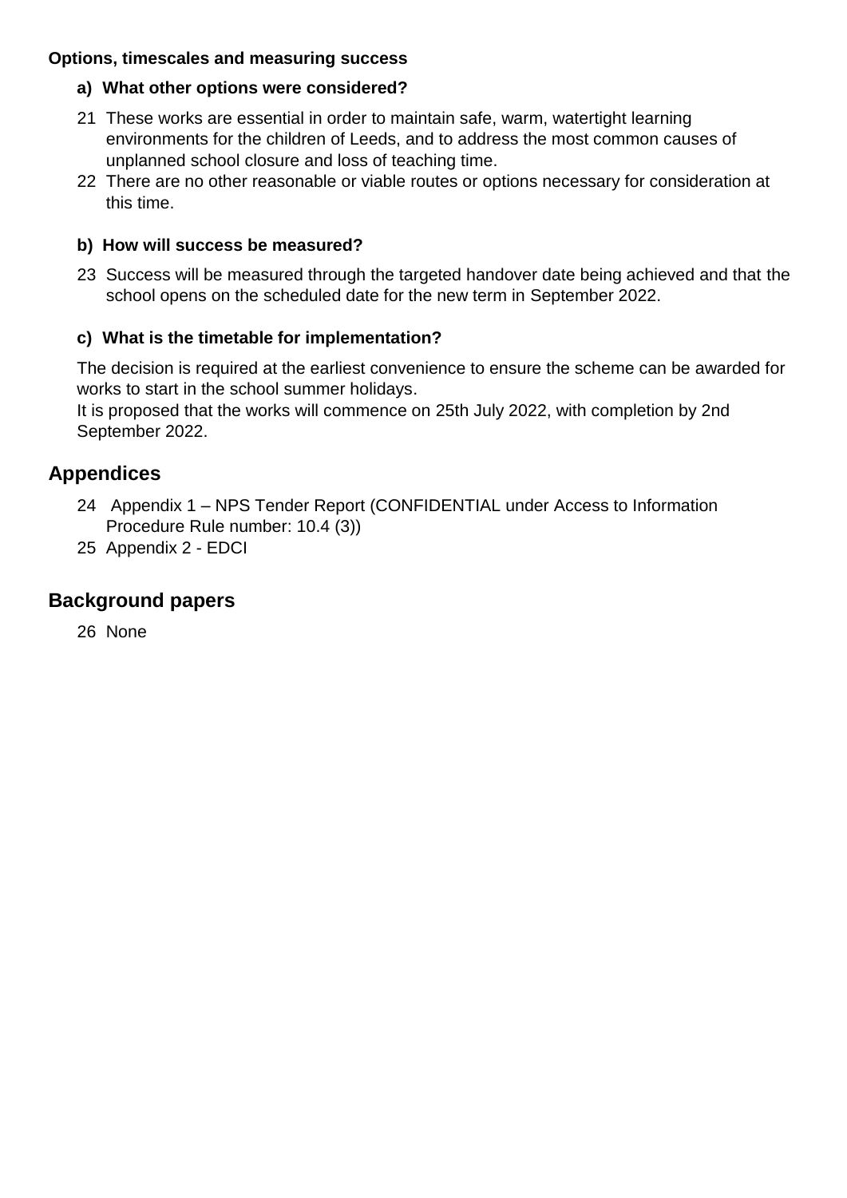**Options, timescales and measuring success**

**a) What other options were considered?**

21 These works are essential in order to maintain safe, warm, watertight learning environments for the children of Leeds, and to address the most common causes of unplanned school closure and loss of teaching time.

22 There are no other reasonable or viable routes or options necessary for consideration at this time.

**b) How will success be measured?**

23 Success will be measured through the targeted handover date being achieved and that the school opens on the scheduled date for the new term in September 2022.

**c) What is the timetable for implementation?**

The decision is required at the earliest convenience to ensure the scheme can be awarded for works to start in the school summer holidays.
It is proposed that the works will commence on 25th July 2022, with completion by 2nd September 2022.

## Appendices

24 Appendix 1 – NPS Tender Report (CONFIDENTIAL under Access to Information Procedure Rule number: 10.4 (3))

25 Appendix 2 - EDCI

## Background papers

26 None